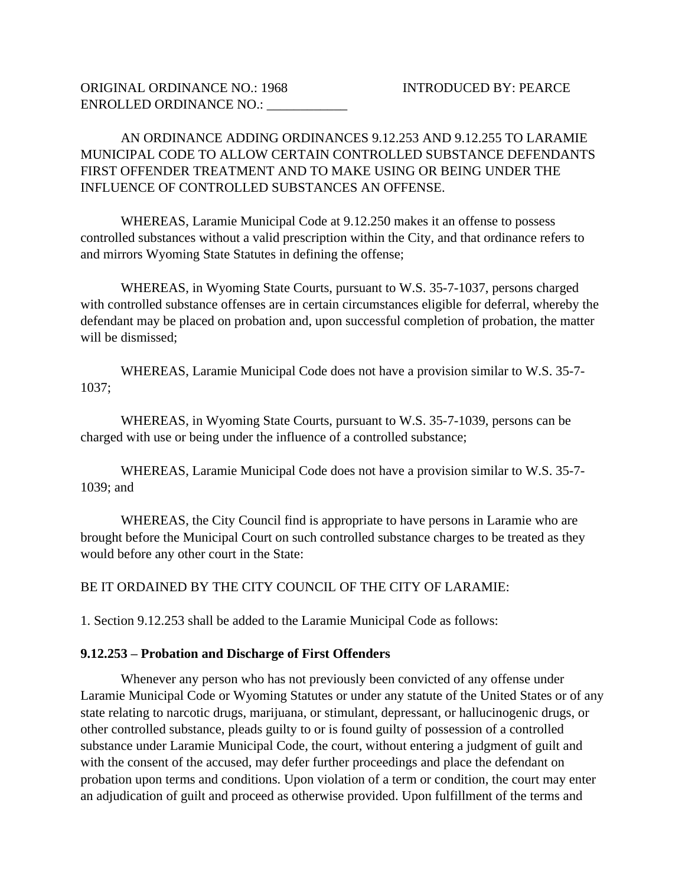ORIGINAL ORDINANCE NO.: 1968 INTRODUCED BY: PEARCE
ENROLLED ORDINANCE NO.: ____________

AN ORDINANCE ADDING ORDINANCES 9.12.253 AND 9.12.255 TO LARAMIE MUNICIPAL CODE TO ALLOW CERTAIN CONTROLLED SUBSTANCE DEFENDANTS FIRST OFFENDER TREATMENT AND TO MAKE USING OR BEING UNDER THE INFLUENCE OF CONTROLLED SUBSTANCES AN OFFENSE.

WHEREAS, Laramie Municipal Code at 9.12.250 makes it an offense to possess controlled substances without a valid prescription within the City, and that ordinance refers to and mirrors Wyoming State Statutes in defining the offense;

WHEREAS, in Wyoming State Courts, pursuant to W.S. 35-7-1037, persons charged with controlled substance offenses are in certain circumstances eligible for deferral, whereby the defendant may be placed on probation and, upon successful completion of probation, the matter will be dismissed;

WHEREAS, Laramie Municipal Code does not have a provision similar to W.S. 35-7-1037;

WHEREAS, in Wyoming State Courts, pursuant to W.S. 35-7-1039, persons can be charged with use or being under the influence of a controlled substance;

WHEREAS, Laramie Municipal Code does not have a provision similar to W.S. 35-7-1039; and

WHEREAS, the City Council find is appropriate to have persons in Laramie who are brought before the Municipal Court on such controlled substance charges to be treated as they would before any other court in the State:

BE IT ORDAINED BY THE CITY COUNCIL OF THE CITY OF LARAMIE:

1. Section 9.12.253 shall be added to the Laramie Municipal Code as follows:

**9.12.253 – Probation and Discharge of First Offenders**

Whenever any person who has not previously been convicted of any offense under Laramie Municipal Code or Wyoming Statutes or under any statute of the United States or of any state relating to narcotic drugs, marijuana, or stimulant, depressant, or hallucinogenic drugs, or other controlled substance, pleads guilty to or is found guilty of possession of a controlled substance under Laramie Municipal Code, the court, without entering a judgment of guilt and with the consent of the accused, may defer further proceedings and place the defendant on probation upon terms and conditions. Upon violation of a term or condition, the court may enter an adjudication of guilt and proceed as otherwise provided. Upon fulfillment of the terms and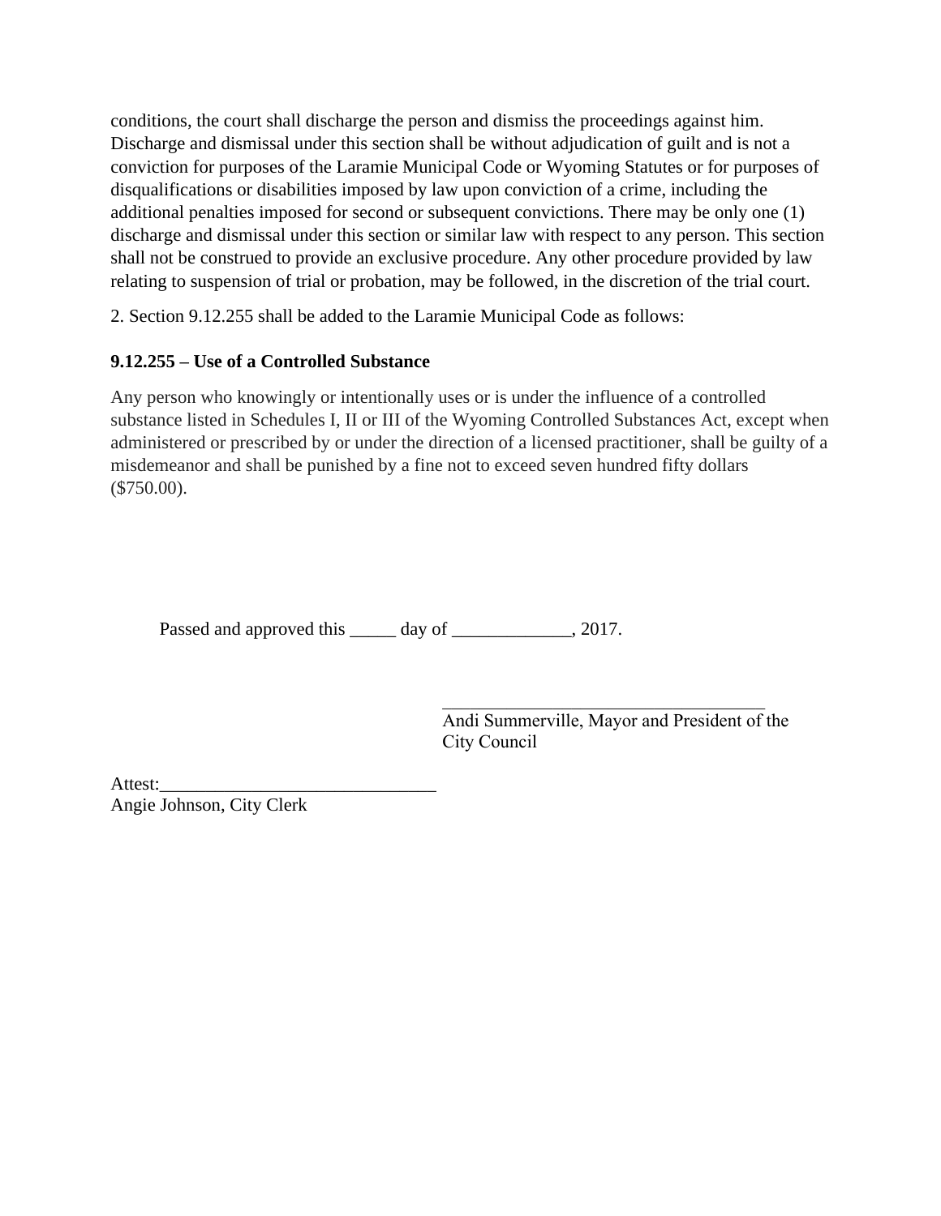conditions, the court shall discharge the person and dismiss the proceedings against him. Discharge and dismissal under this section shall be without adjudication of guilt and is not a conviction for purposes of the Laramie Municipal Code or Wyoming Statutes or for purposes of disqualifications or disabilities imposed by law upon conviction of a crime, including the additional penalties imposed for second or subsequent convictions. There may be only one (1) discharge and dismissal under this section or similar law with respect to any person. This section shall not be construed to provide an exclusive procedure. Any other procedure provided by law relating to suspension of trial or probation, may be followed, in the discretion of the trial court.

2. Section 9.12.255 shall be added to the Laramie Municipal Code as follows:

**9.12.255 – Use of a Controlled Substance**

Any person who knowingly or intentionally uses or is under the influence of a controlled substance listed in Schedules I, II or III of the Wyoming Controlled Substances Act, except when administered or prescribed by or under the direction of a licensed practitioner, shall be guilty of a misdemeanor and shall be punished by a fine not to exceed seven hundred fifty dollars ($750.00).

Passed and approved this _____ day of _____________, 2017.

___________________________________
Andi Summerville, Mayor and President of the City Council

Attest:______________________________
Angie Johnson, City Clerk